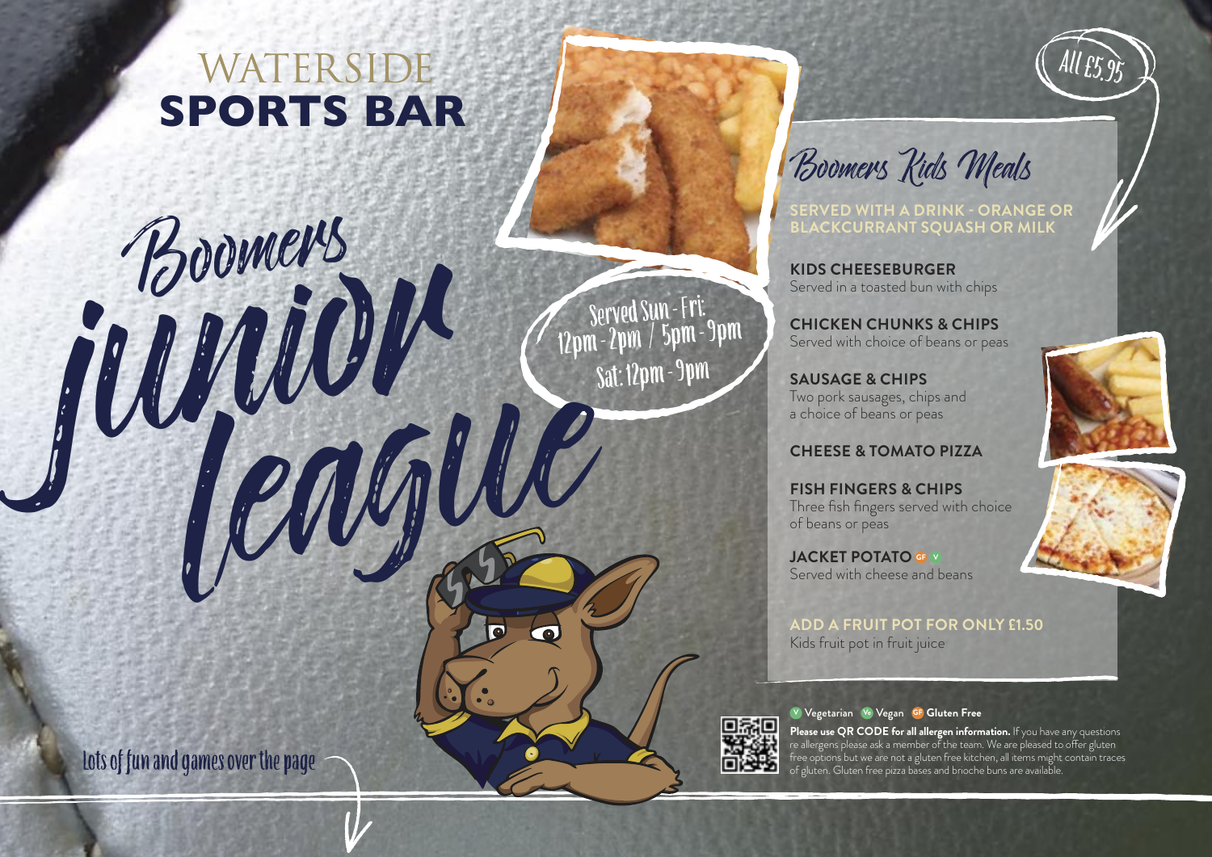# WATERSIDE SPORTS BAR

## Boomers junior league

Served Sun - Fri:
12pm - 2pm / 5pm - 9pm
Sat: 12pm - 9pm

All £5.95

## Boomers Kids Meals

**SERVED WITH A DRINK - ORANGE OR BLACKCURRANT SQUASH OR MILK**

**KIDS CHEESEBURGER**
Served in a toasted bun with chips

**CHICKEN CHUNKS & CHIPS**
Served with choice of beans or peas

**SAUSAGE & CHIPS**
Two pork sausages, chips and a choice of beans or peas

**CHEESE & TOMATO PIZZA**

**FISH FINGERS & CHIPS**
Three fish fingers served with choice of beans or peas

**JACKET POTATO** GF V
Served with cheese and beans

**ADD A FRUIT POT FOR ONLY £1.50**
Kids fruit pot in fruit juice

V Vegetarian Ve Vegan GF Gluten Free

**Please use QR CODE for all allergen information.** If you have any questions re allergens please ask a member of the team. We are pleased to offer gluten free options but we are not a gluten free kitchen, all items might contain traces of gluten. Gluten free pizza bases and brioche buns are available.

Lots of fun and games over the page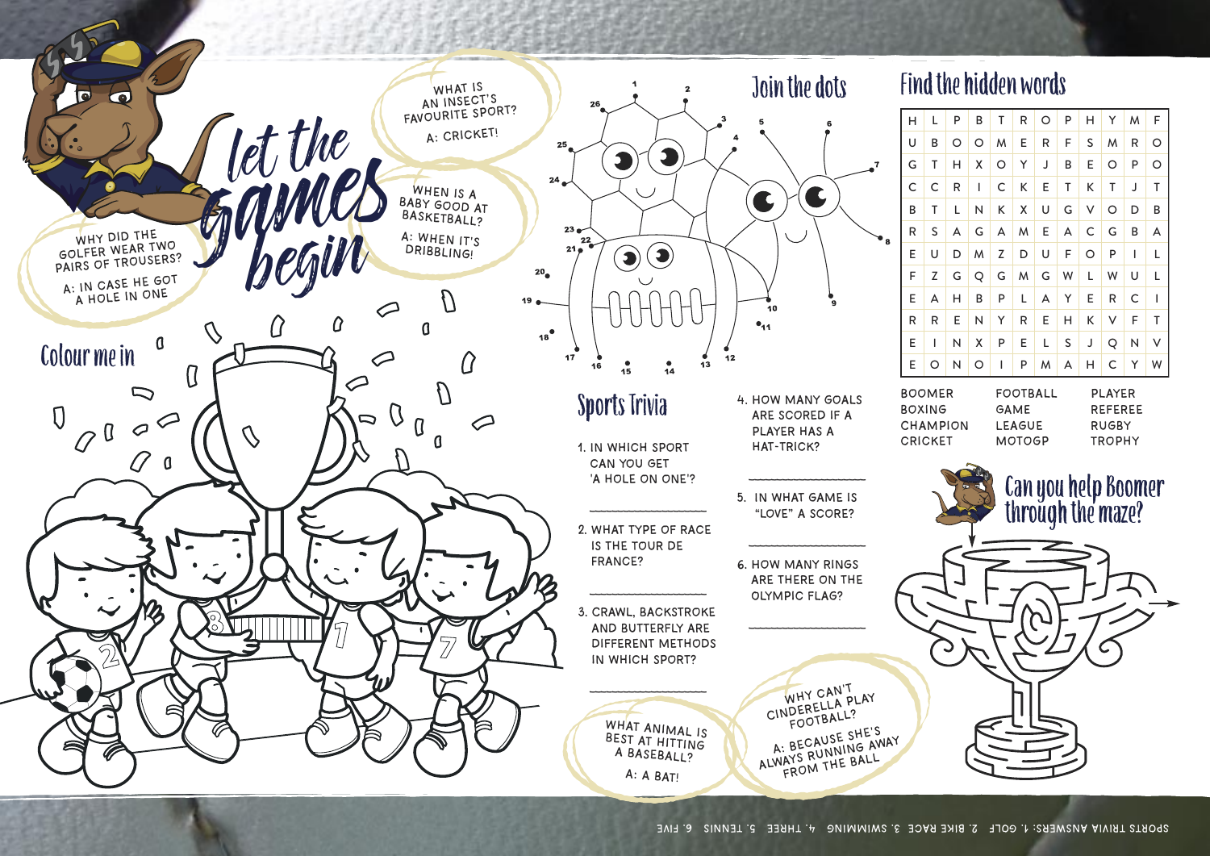# Let the games begin

WHY DID THE GOLFER WEAR TWO PAIRS OF TROUSERS?

A: IN CASE HE GOT A HOLE IN ONE

WHAT IS AN INSECT'S FAVOURITE SPORT?

A: CRICKET!

WHEN IS A BABY GOOD AT BASKETBALL?

A: WHEN IT'S DRIBBLING!

## Colour me in

## Join the dots

## Find the hidden words

| | | | | | | | | | | | |
|---|---|---|---|---|---|---|---|---|---|---|---|
| H | L | P | B | T | R | O | P | H | Y | M | F |
| U | B | O | O | M | E | R | F | S | M | R | O |
| G | T | H | X | O | Y | J | B | E | O | P | O |
| C | C | R | I | C | K | E | T | K | T | J | T |
| B | T | L | N | K | X | U | G | V | O | D | B |
| R | S | A | G | A | M | E | A | C | G | B | A |
| E | U | D | M | Z | D | U | F | O | P | I | L |
| F | Z | G | Q | G | M | G | W | L | W | U | L |
| E | A | H | B | P | L | A | Y | E | R | C | I |
| R | R | E | N | Y | R | E | H | K | V | F | T |
| E | I | N | X | P | E | L | S | J | Q | N | V |
| E | O | N | O | I | P | M | A | H | C | Y | W |

BOOMER
BOXING
CHAMPION
CRICKET
FOOTBALL
GAME
LEAGUE
MOTOGP
PLAYER
REFEREE
RUGBY
TROPHY

## Sports Trivia

1. IN WHICH SPORT CAN YOU GET 'A HOLE ON ONE'?

   ________________

2. WHAT TYPE OF RACE IS THE TOUR DE FRANCE?

   ________________

3. CRAWL, BACKSTROKE AND BUTTERFLY ARE DIFFERENT METHODS IN WHICH SPORT?

   ________________

4. HOW MANY GOALS ARE SCORED IF A PLAYER HAS A HAT-TRICK?

   ________________

5. IN WHAT GAME IS "LOVE" A SCORE?

   ________________

6. HOW MANY RINGS ARE THERE ON THE OLYMPIC FLAG?

   ________________

WHAT ANIMAL IS BEST AT HITTING A BASEBALL?

A: A BAT!

WHY CAN'T CINDERELLA PLAY FOOTBALL?

A: BECAUSE SHE'S ALWAYS RUNNING AWAY FROM THE BALL

## Can you help Boomer through the maze?

SPORTS TRIVIA ANSWERS: 1. GOLF 2. BIKE RACE 3. SWIMMING 4. THREE 5. TENNIS 6. FIVE